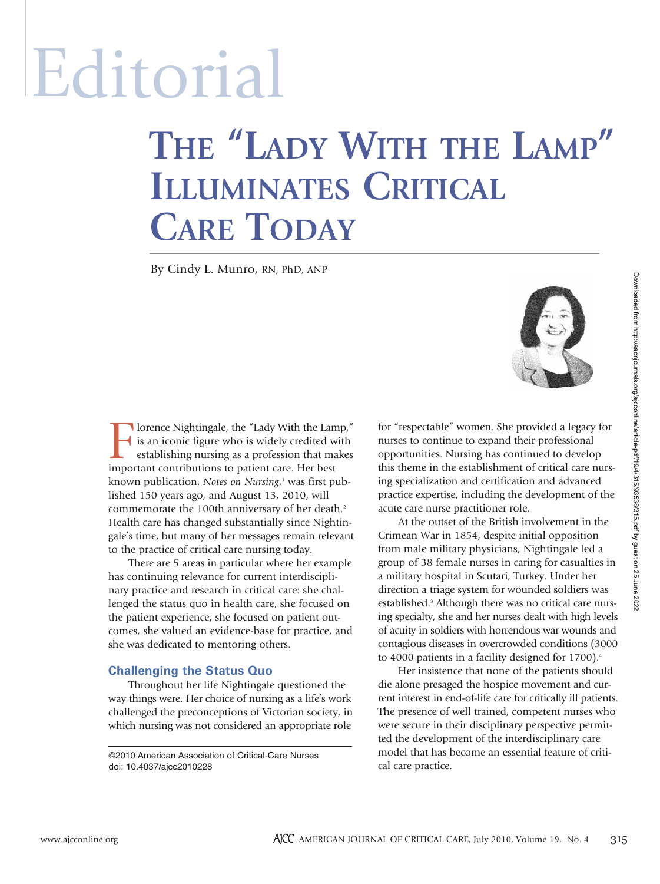# Editorial

# The "Lady With the Lamp" Illuminates Critical Care Today

By Cindy L. Munro, RN, PhD, ANP

Florence Nightingale, the "Lady With the Lamp," is an iconic figure who is widely credited with establishing nursing as a profession that makes important contributions to patient care. Her best known publication, *Notes on Nursing*,[1] was first published 150 years ago, and August 13, 2010, will commemorate the 100th anniversary of her death.[2] Health care has changed substantially since Nightingale's time, but many of her messages remain relevant to the practice of critical care nursing today.

There are 5 areas in particular where her example has continuing relevance for current interdisciplinary practice and research in critical care: she challenged the status quo in health care, she focused on the patient experience, she focused on patient outcomes, she valued an evidence-base for practice, and she was dedicated to mentoring others.

## Challenging the Status Quo

Throughout her life Nightingale questioned the way things were. Her choice of nursing as a life's work challenged the preconceptions of Victorian society, in which nursing was not considered an appropriate role for "respectable" women. She provided a legacy for nurses to continue to expand their professional opportunities. Nursing has continued to develop this theme in the establishment of critical care nursing specialization and certification and advanced practice expertise, including the development of the acute care nurse practitioner role.

At the outset of the British involvement in the Crimean War in 1854, despite initial opposition from male military physicians, Nightingale led a group of 38 female nurses in caring for casualties in a military hospital in Scutari, Turkey. Under her direction a triage system for wounded soldiers was established.[3] Although there was no critical care nursing specialty, she and her nurses dealt with high levels of acuity in soldiers with horrendous war wounds and contagious diseases in overcrowded conditions (3000 to 4000 patients in a facility designed for 1700).[4]

Her insistence that none of the patients should die alone presaged the hospice movement and current interest in end-of-life care for critically ill patients. The presence of well trained, competent nurses who were secure in their disciplinary perspective permitted the development of the interdisciplinary care model that has become an essential feature of critical care practice.

©2010 American Association of Critical-Care Nurses
doi: 10.4037/ajcc2010228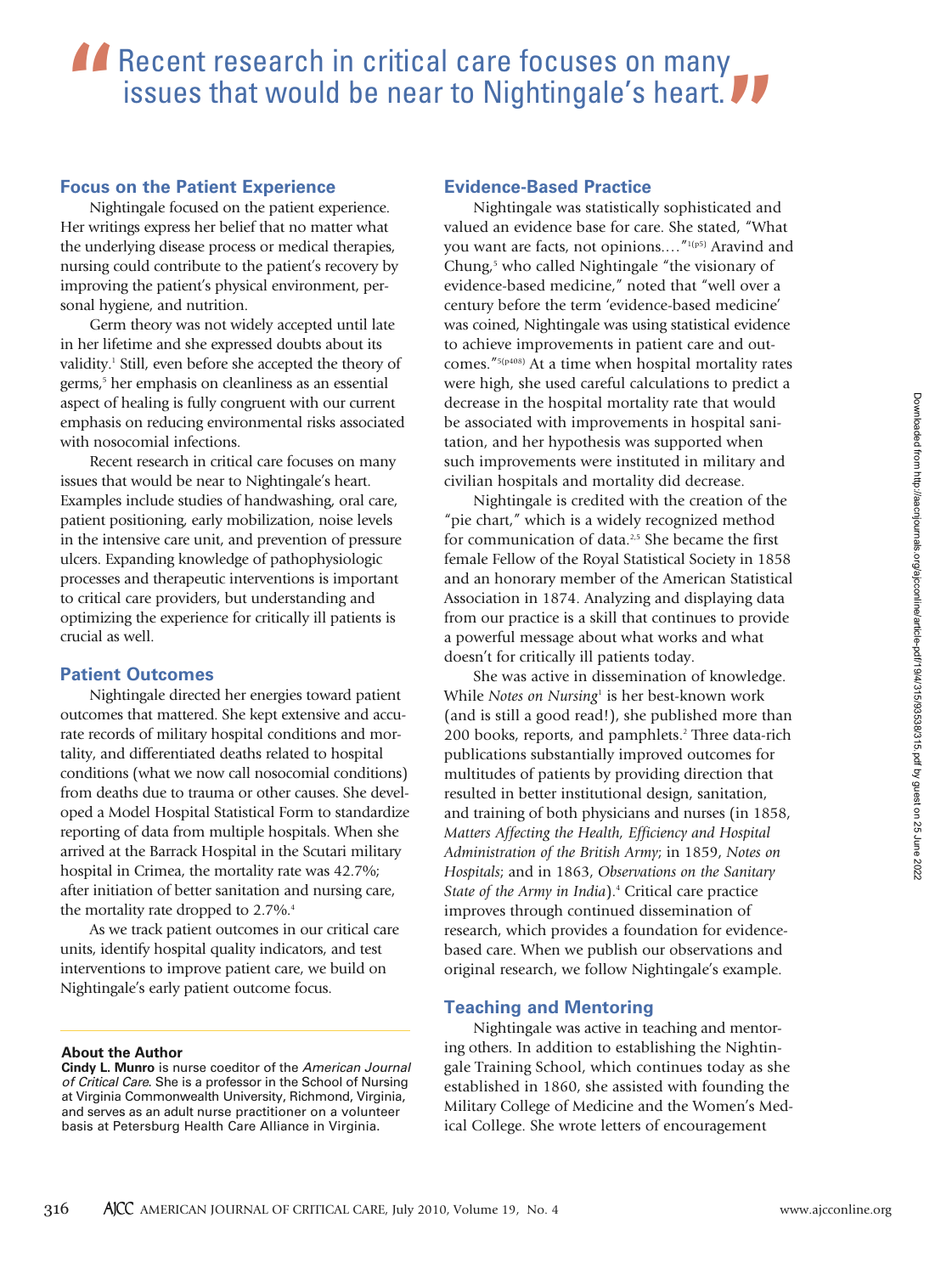> Recent research in critical care focuses on many issues that would be near to Nightingale's heart.

## Focus on the Patient Experience

Nightingale focused on the patient experience. Her writings express her belief that no matter what the underlying disease process or medical therapies, nursing could contribute to the patient's recovery by improving the patient's physical environment, personal hygiene, and nutrition.

Germ theory was not widely accepted until late in her lifetime and she expressed doubts about its validity.[1] Still, even before she accepted the theory of germs,[5] her emphasis on cleanliness as an essential aspect of healing is fully congruent with our current emphasis on reducing environmental risks associated with nosocomial infections.

Recent research in critical care focuses on many issues that would be near to Nightingale's heart. Examples include studies of handwashing, oral care, patient positioning, early mobilization, noise levels in the intensive care unit, and prevention of pressure ulcers. Expanding knowledge of pathophysiologic processes and therapeutic interventions is important to critical care providers, but understanding and optimizing the experience for critically ill patients is crucial as well.

## Patient Outcomes

Nightingale directed her energies toward patient outcomes that mattered. She kept extensive and accurate records of military hospital conditions and mortality, and differentiated deaths related to hospital conditions (what we now call nosocomial conditions) from deaths due to trauma or other causes. She developed a Model Hospital Statistical Form to standardize reporting of data from multiple hospitals. When she arrived at the Barrack Hospital in the Scutari military hospital in Crimea, the mortality rate was 42.7%; after initiation of better sanitation and nursing care, the mortality rate dropped to 2.7%.[4]

As we track patient outcomes in our critical care units, identify hospital quality indicators, and test interventions to improve patient care, we build on Nightingale's early patient outcome focus.

**About the Author**

**Cindy L. Munro** is nurse coeditor of the *American Journal of Critical Care*. She is a professor in the School of Nursing at Virginia Commonwealth University, Richmond, Virginia, and serves as an adult nurse practitioner on a volunteer basis at Petersburg Health Care Alliance in Virginia.

## Evidence-Based Practice

Nightingale was statistically sophisticated and valued an evidence base for care. She stated, "What you want are facts, not opinions...."[1(p5)] Aravind and Chung,[5] who called Nightingale "the visionary of evidence-based medicine," noted that "well over a century before the term 'evidence-based medicine' was coined, Nightingale was using statistical evidence to achieve improvements in patient care and outcomes."[5(p408)] At a time when hospital mortality rates were high, she used careful calculations to predict a decrease in the hospital mortality rate that would be associated with improvements in hospital sanitation, and her hypothesis was supported when such improvements were instituted in military and civilian hospitals and mortality did decrease.

Nightingale is credited with the creation of the "pie chart," which is a widely recognized method for communication of data.[2,5] She became the first female Fellow of the Royal Statistical Society in 1858 and an honorary member of the American Statistical Association in 1874. Analyzing and displaying data from our practice is a skill that continues to provide a powerful message about what works and what doesn't for critically ill patients today.

She was active in dissemination of knowledge. While *Notes on Nursing*[1] is her best-known work (and is still a good read!), she published more than 200 books, reports, and pamphlets.[2] Three data-rich publications substantially improved outcomes for multitudes of patients by providing direction that resulted in better institutional design, sanitation, and training of both physicians and nurses (in 1858, *Matters Affecting the Health, Efficiency and Hospital Administration of the British Army*; in 1859, *Notes on Hospitals*; and in 1863, *Observations on the Sanitary State of the Army in India*).[4] Critical care practice improves through continued dissemination of research, which provides a foundation for evidence-based care. When we publish our observations and original research, we follow Nightingale's example.

## Teaching and Mentoring

Nightingale was active in teaching and mentoring others. In addition to establishing the Nightingale Training School, which continues today as she established in 1860, she assisted with founding the Military College of Medicine and the Women's Medical College. She wrote letters of encouragement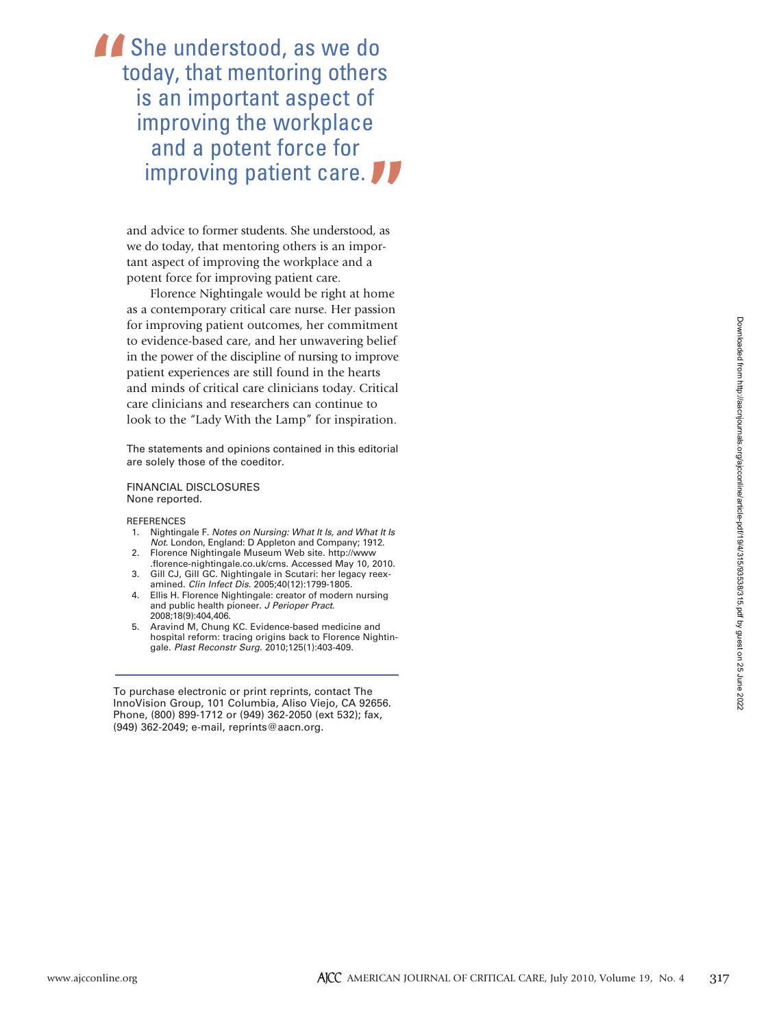> "She understood, as we do today, that mentoring others is an important aspect of improving the workplace and a potent force for improving patient care."

and advice to former students. She understood, as we do today, that mentoring others is an important aspect of improving the workplace and a potent force for improving patient care.

Florence Nightingale would be right at home as a contemporary critical care nurse. Her passion for improving patient outcomes, her commitment to evidence-based care, and her unwavering belief in the power of the discipline of nursing to improve patient experiences are still found in the hearts and minds of critical care clinicians today. Critical care clinicians and researchers can continue to look to the "Lady With the Lamp" for inspiration.

The statements and opinions contained in this editorial are solely those of the coeditor.

FINANCIAL DISCLOSURES
None reported.

REFERENCES

1. Nightingale F. *Notes on Nursing: What It Is, and What It Is Not*. London, England: D Appleton and Company; 1912.
2. Florence Nightingale Museum Web site. http://www.florence-nightingale.co.uk/cms. Accessed May 10, 2010.
3. Gill CJ, Gill GC. Nightingale in Scutari: her legacy reexamined. *Clin Infect Dis*. 2005;40(12):1799-1805.
4. Ellis H. Florence Nightingale: creator of modern nursing and public health pioneer. *J Perioper Pract*. 2008;18(9):404,406.
5. Aravind M, Chung KC. Evidence-based medicine and hospital reform: tracing origins back to Florence Nightingale. *Plast Reconstr Surg*. 2010;125(1):403-409.

---

To purchase electronic or print reprints, contact The InnoVision Group, 101 Columbia, Aliso Viejo, CA 92656. Phone, (800) 899-1712 or (949) 362-2050 (ext 532); fax, (949) 362-2049; e-mail, reprints@aacn.org.